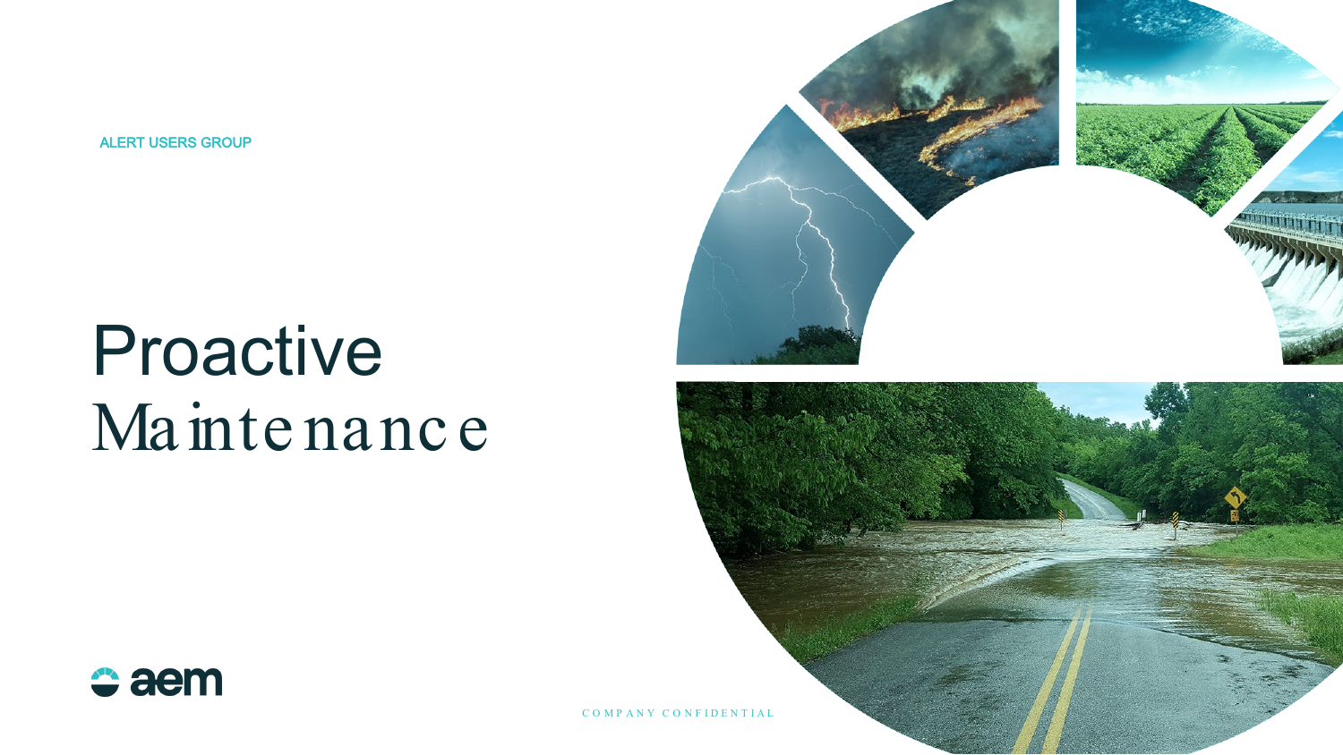ALERT USERS GROUP

# Proactive Maintenance

aem

COMPANY CONFIDENTIAL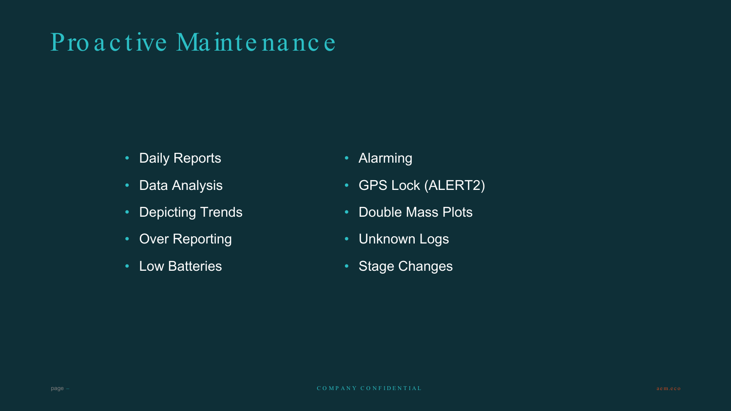# Proactive Maintenance

- Daily Reports
- Data Analysis
- Depicting Trends
- Over Reporting
- Low Batteries
- Alarming
- GPS Lock (ALERT2)
- Double Mass Plots
- Unknown Logs
- Stage Changes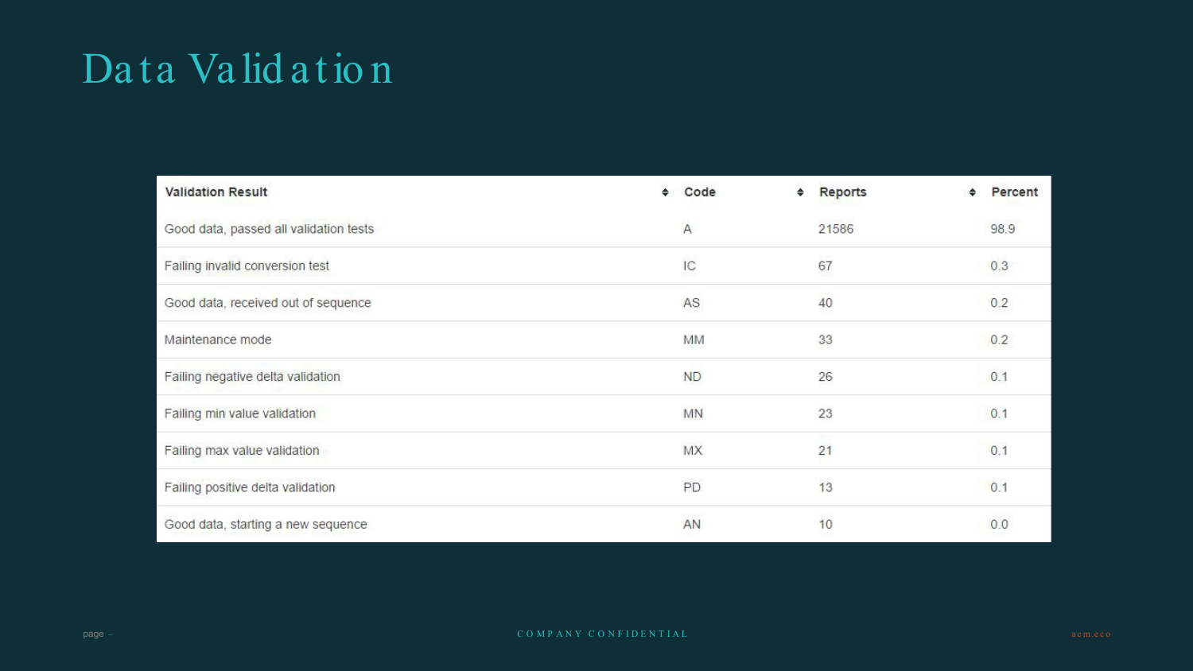# Data Validation

| Validation Result | Code | Reports | Percent |
|---|---|---|---|
| Good data, passed all validation tests | A | 21586 | 98.9 |
| Failing invalid conversion test | IC | 67 | 0.3 |
| Good data, received out of sequence | AS | 40 | 0.2 |
| Maintenance mode | MM | 33 | 0.2 |
| Failing negative delta validation | ND | 26 | 0.1 |
| Failing min value validation | MN | 23 | 0.1 |
| Failing max value validation | MX | 21 | 0.1 |
| Failing positive delta validation | PD | 13 | 0.1 |
| Good data, starting a new sequence | AN | 10 | 0.0 |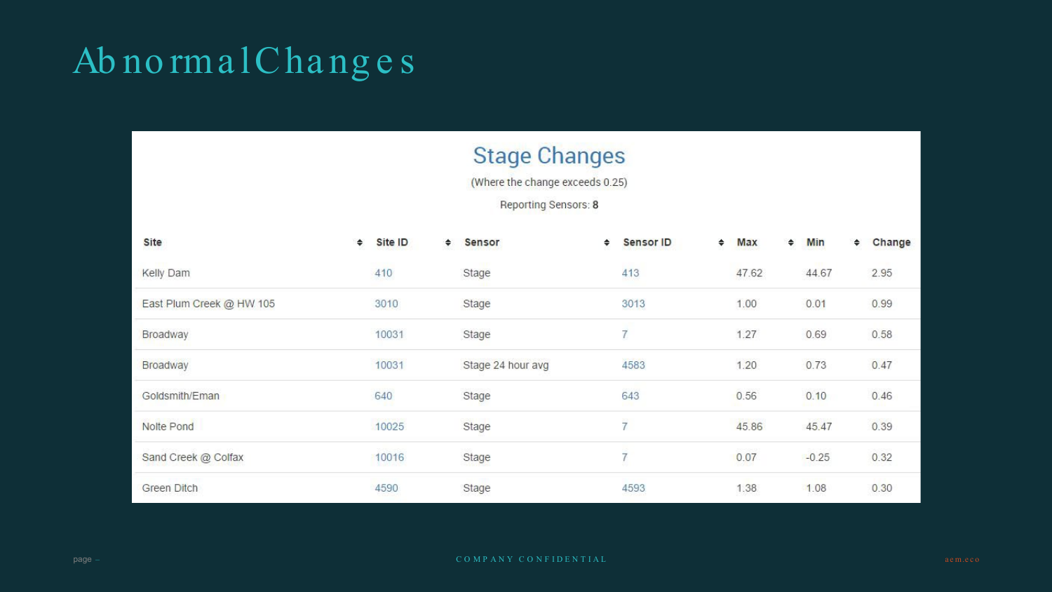# Abnormal Changes

## Stage Changes

(Where the change exceeds 0.25)

Reporting Sensors: **8**

| Site | Site ID | Sensor | Sensor ID | Max | Min | Change |
|---|---|---|---|---|---|---|
| Kelly Dam | 410 | Stage | 413 | 47.62 | 44.67 | 2.95 |
| East Plum Creek @ HW 105 | 3010 | Stage | 3013 | 1.00 | 0.01 | 0.99 |
| Broadway | 10031 | Stage | 7 | 1.27 | 0.69 | 0.58 |
| Broadway | 10031 | Stage 24 hour avg | 4583 | 1.20 | 0.73 | 0.47 |
| Goldsmith/Eman | 640 | Stage | 643 | 0.56 | 0.10 | 0.46 |
| Nolte Pond | 10025 | Stage | 7 | 45.86 | 45.47 | 0.39 |
| Sand Creek @ Colfax | 10016 | Stage | 7 | 0.07 | -0.25 | 0.32 |
| Green Ditch | 4590 | Stage | 4593 | 1.38 | 1.08 | 0.30 |

COMPANY CONFIDENTIAL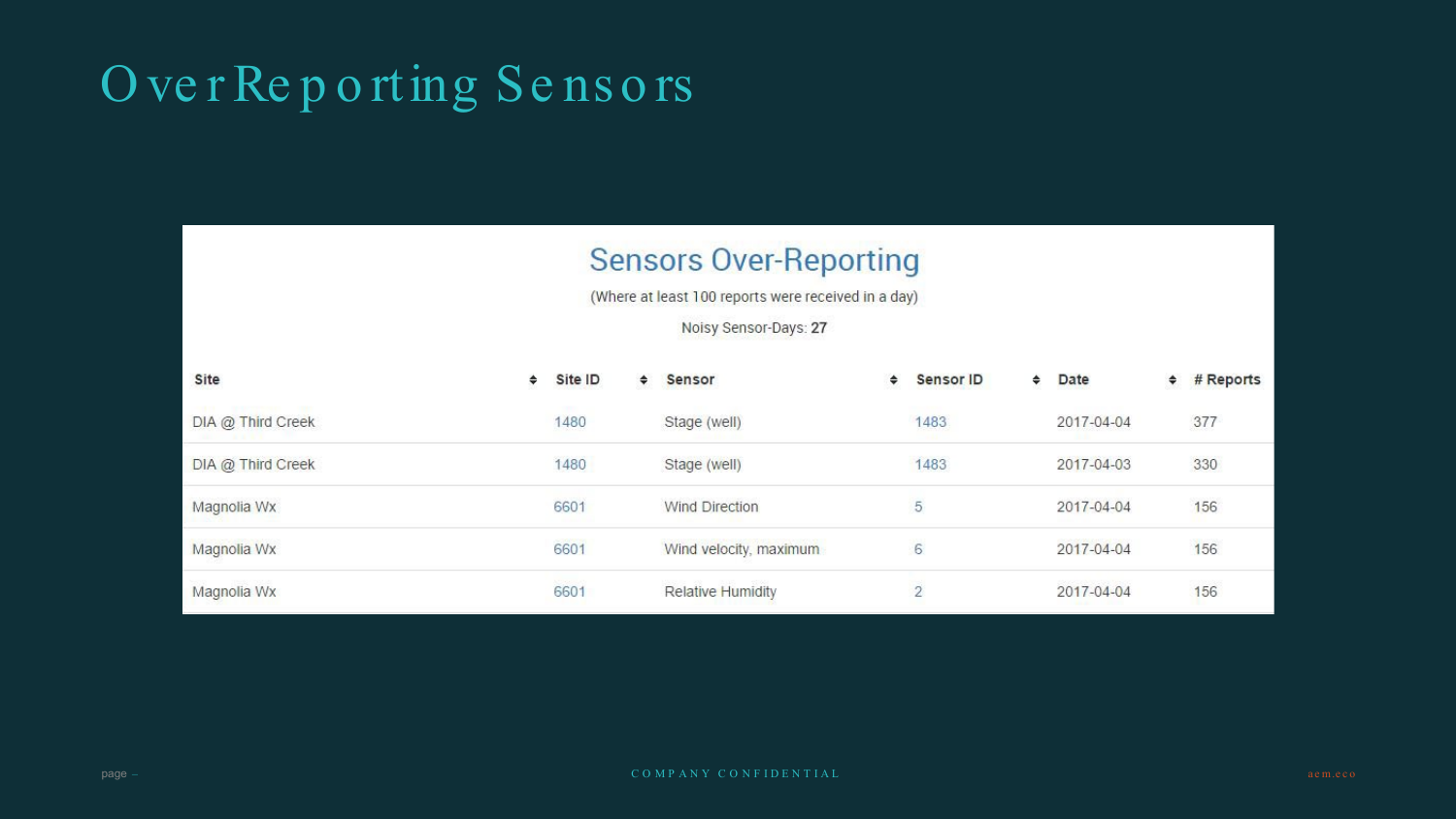# OverReporting Sensors

## Sensors Over-Reporting

(Where at least 100 reports were received in a day)

Noisy Sensor-Days: **27**

| Site | Site ID | Sensor | Sensor ID | Date | # Reports |
|---|---|---|---|---|---|
| DIA @ Third Creek | 1480 | Stage (well) | 1483 | 2017-04-04 | 377 |
| DIA @ Third Creek | 1480 | Stage (well) | 1483 | 2017-04-03 | 330 |
| Magnolia Wx | 6601 | Wind Direction | 5 | 2017-04-04 | 156 |
| Magnolia Wx | 6601 | Wind velocity, maximum | 6 | 2017-04-04 | 156 |
| Magnolia Wx | 6601 | Relative Humidity | 2 | 2017-04-04 | 156 |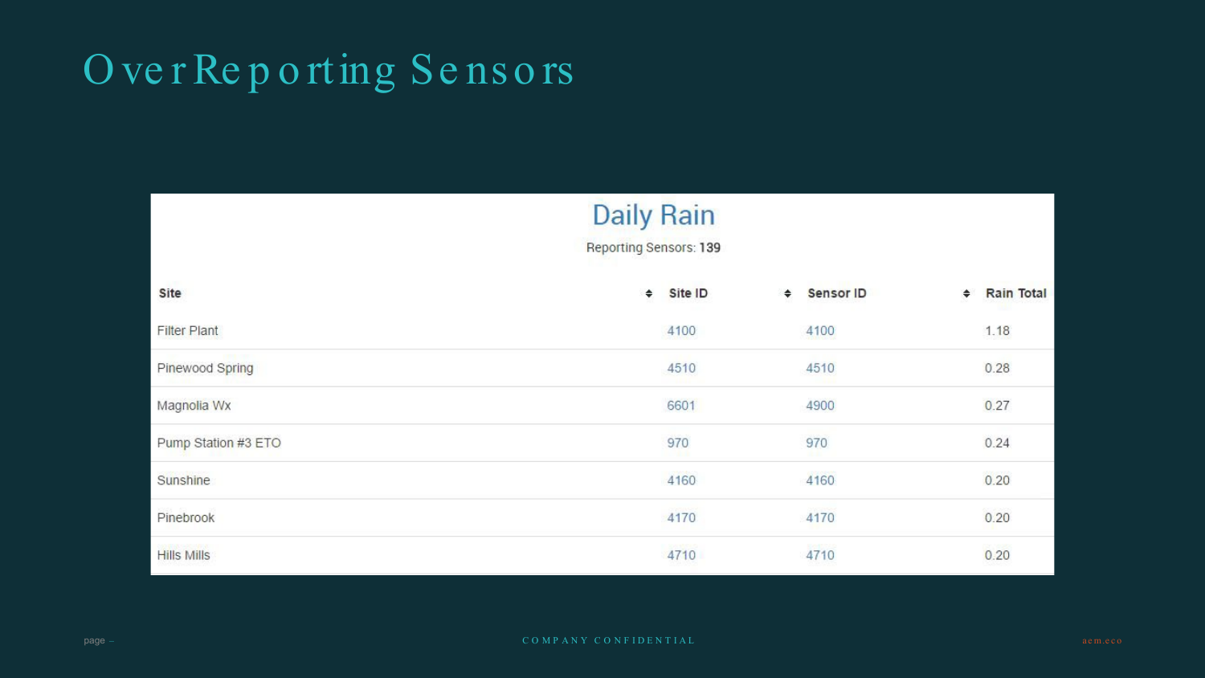# OverReporting Sensors

## Daily Rain

Reporting Sensors: **139**

| Site | Site ID | Sensor ID | Rain Total |
|---|---|---|---|
| Filter Plant | 4100 | 4100 | 1.18 |
| Pinewood Spring | 4510 | 4510 | 0.28 |
| Magnolia Wx | 6601 | 4900 | 0.27 |
| Pump Station #3 ETO | 970 | 970 | 0.24 |
| Sunshine | 4160 | 4160 | 0.20 |
| Pinebrook | 4170 | 4170 | 0.20 |
| Hills Mills | 4710 | 4710 | 0.20 |

COMPANY CONFIDENTIAL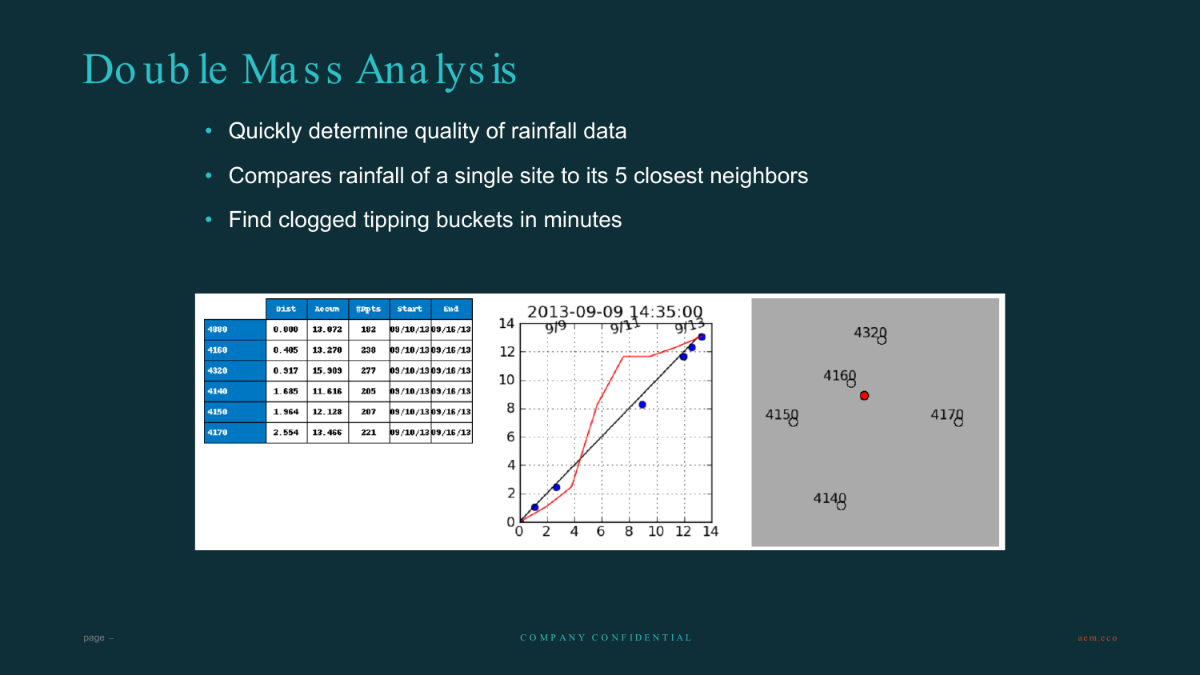# Double Mass Analysis

- Quickly determine quality of rainfall data
- Compares rainfall of a single site to its 5 closest neighbors
- Find clogged tipping buckets in minutes

| | Dist | Accum | #mpts | start | End |
|---|---|---|---|---|---|
| 4880 | 0.000 | 13.072 | 182 | 09/10/13 | 09/16/13 |
| 4160 | 0.405 | 13.270 | 238 | 09/10/13 | 09/16/13 |
| 4320 | 0.917 | 15.909 | 277 | 09/10/13 | 09/16/13 |
| 4140 | 1.685 | 11.616 | 205 | 09/10/13 | 09/16/13 |
| 4150 | 1.964 | 12.128 | 207 | 09/10/13 | 09/16/13 |
| 4170 | 2.554 | 13.466 | 221 | 09/10/13 | 09/16/13 |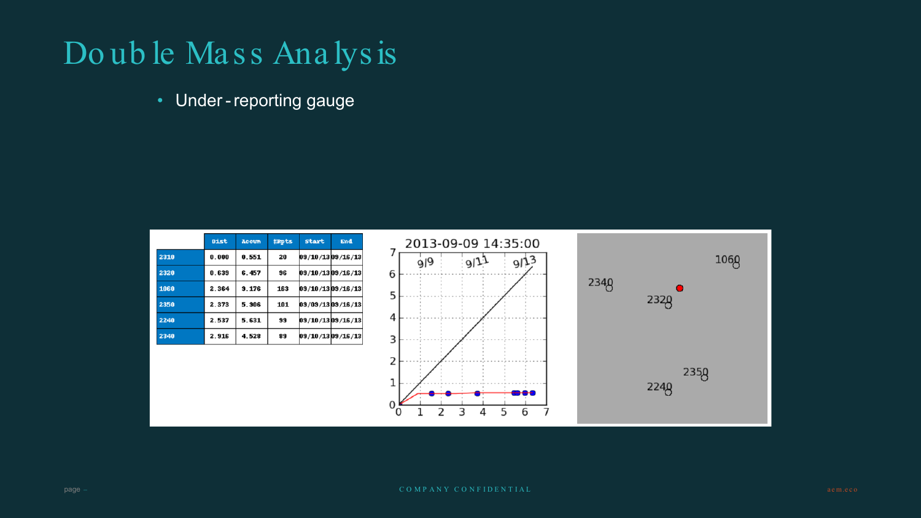# Double Mass Analysis

- Under-reporting gauge

| | Dist | Accum | #Npts | Start | End |
|---|---|---|---|---|---|
| 2310 | 0.000 | 0.551 | 20 | 09/10/13 | 09/16/13 |
| 2320 | 0.639 | 6.457 | 96 | 09/10/13 | 09/16/13 |
| 1060 | 2.364 | 9.176 | 163 | 09/10/13 | 09/16/13 |
| 2350 | 2.373 | 5.906 | 101 | 09/09/13 | 09/16/13 |
| 2240 | 2.537 | 5.631 | 99 | 09/10/13 | 09/16/13 |
| 2340 | 2.916 | 4.528 | 89 | 09/10/13 | 09/16/13 |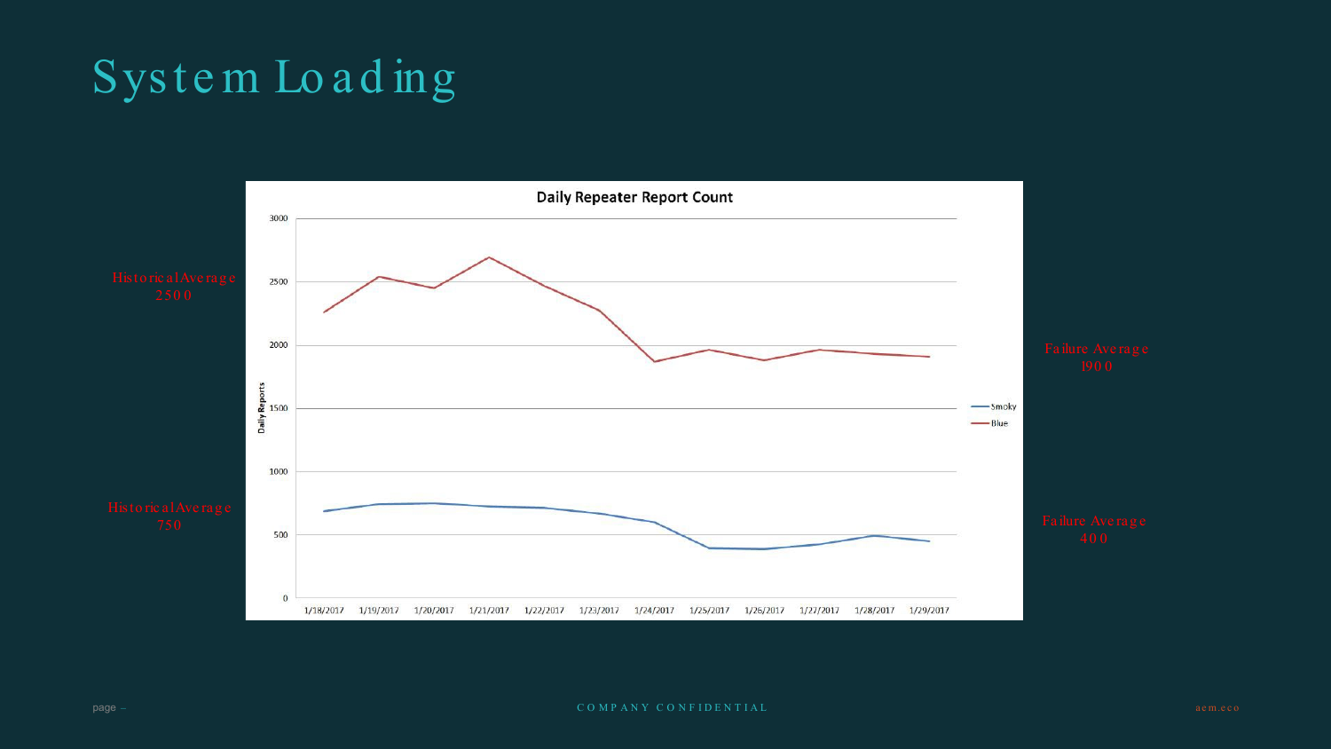# System Loading

**Daily Repeater Report Count**

Historical Average 2500

Historical Average 750

Failure Average 1900

Failure Average 400

Daily Reports

Smoky

Blue

1/18/2017 1/19/2017 1/20/2017 1/21/2017 1/22/2017 1/23/2017 1/24/2017 1/25/2017 1/26/2017 1/27/2017 1/28/2017 1/29/2017

COMPANY CONFIDENTIAL

aem.eco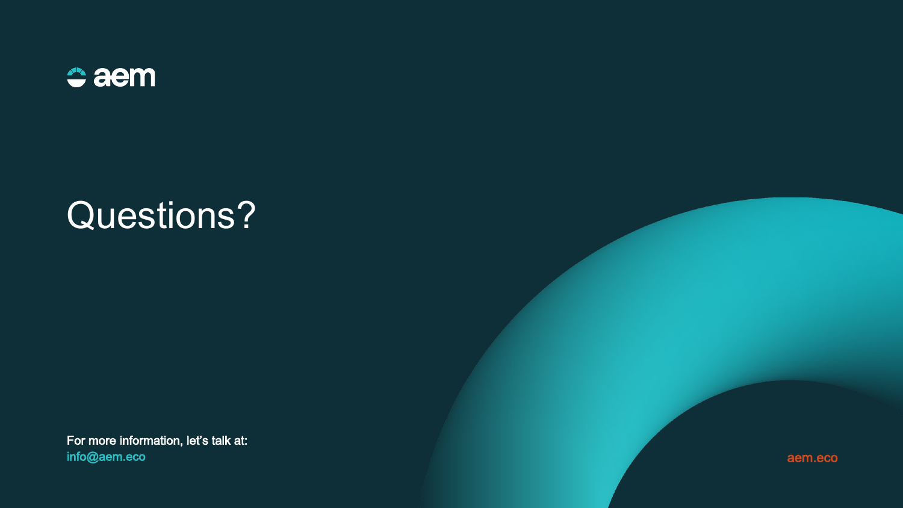aem

# Questions?

For more information, let's talk at:
info@aem.eco

aem.eco